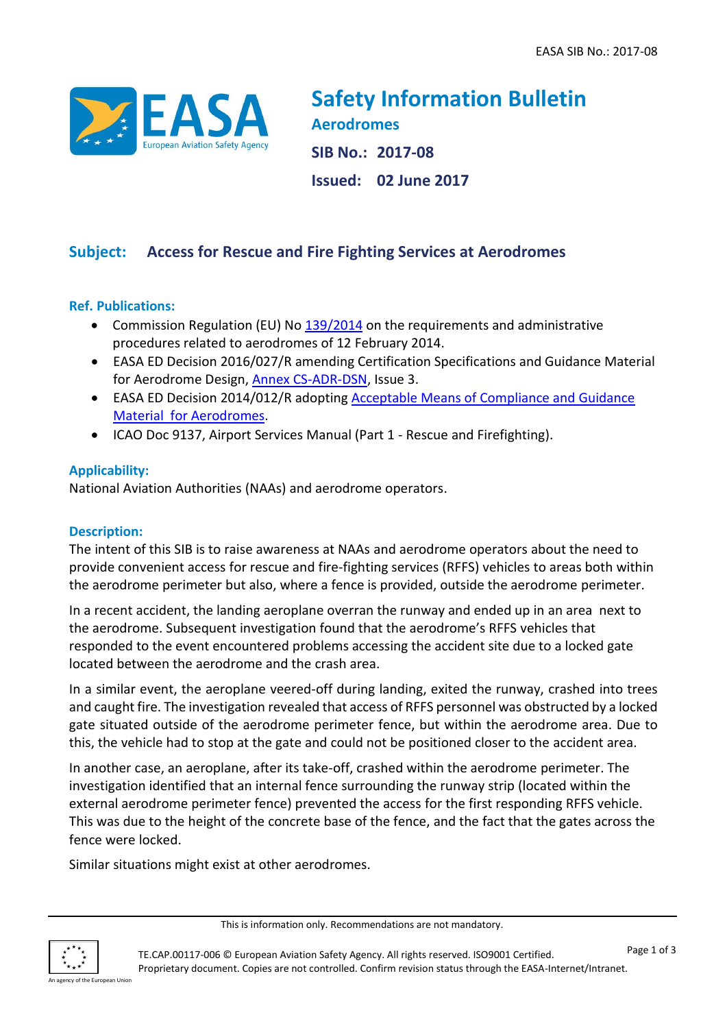# Safety Information Bulletin

**Aerodromes**

**SIB No.: 2017-08**

**Issued: 02 June 2017**

## Subject: Access for Rescue and Fire Fighting Services at Aerodromes

### Ref. Publications:

- Commission Regulation (EU) No 139/2014 on the requirements and administrative procedures related to aerodromes of 12 February 2014.
- EASA ED Decision 2016/027/R amending Certification Specifications and Guidance Material for Aerodrome Design, Annex CS-ADR-DSN, Issue 3.
- EASA ED Decision 2014/012/R adopting Acceptable Means of Compliance and Guidance Material for Aerodromes.
- ICAO Doc 9137, Airport Services Manual (Part 1 - Rescue and Firefighting).

### Applicability:

National Aviation Authorities (NAAs) and aerodrome operators.

### Description:

The intent of this SIB is to raise awareness at NAAs and aerodrome operators about the need to provide convenient access for rescue and fire-fighting services (RFFS) vehicles to areas both within the aerodrome perimeter but also, where a fence is provided, outside the aerodrome perimeter.

In a recent accident, the landing aeroplane overran the runway and ended up in an area next to the aerodrome. Subsequent investigation found that the aerodrome's RFFS vehicles that responded to the event encountered problems accessing the accident site due to a locked gate located between the aerodrome and the crash area.

In a similar event, the aeroplane veered-off during landing, exited the runway, crashed into trees and caught fire. The investigation revealed that access of RFFS personnel was obstructed by a locked gate situated outside of the aerodrome perimeter fence, but within the aerodrome area. Due to this, the vehicle had to stop at the gate and could not be positioned closer to the accident area.

In another case, an aeroplane, after its take-off, crashed within the aerodrome perimeter. The investigation identified that an internal fence surrounding the runway strip (located within the external aerodrome perimeter fence) prevented the access for the first responding RFFS vehicle. This was due to the height of the concrete base of the fence, and the fact that the gates across the fence were locked.

Similar situations might exist at other aerodromes.

This is information only. Recommendations are not mandatory.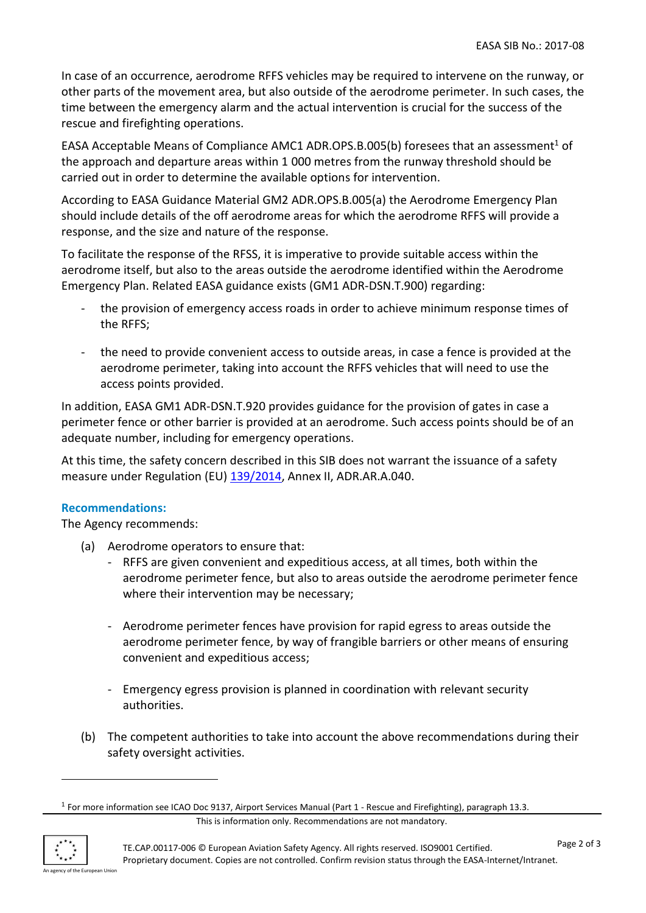In case of an occurrence, aerodrome RFFS vehicles may be required to intervene on the runway, or other parts of the movement area, but also outside of the aerodrome perimeter. In such cases, the time between the emergency alarm and the actual intervention is crucial for the success of the rescue and firefighting operations.

EASA Acceptable Means of Compliance AMC1 ADR.OPS.B.005(b) foresees that an assessment[1] of the approach and departure areas within 1 000 metres from the runway threshold should be carried out in order to determine the available options for intervention.

According to EASA Guidance Material GM2 ADR.OPS.B.005(a) the Aerodrome Emergency Plan should include details of the off aerodrome areas for which the aerodrome RFFS will provide a response, and the size and nature of the response.

To facilitate the response of the RFSS, it is imperative to provide suitable access within the aerodrome itself, but also to the areas outside the aerodrome identified within the Aerodrome Emergency Plan. Related EASA guidance exists (GM1 ADR-DSN.T.900) regarding:

- the provision of emergency access roads in order to achieve minimum response times of the RFFS;
- the need to provide convenient access to outside areas, in case a fence is provided at the aerodrome perimeter, taking into account the RFFS vehicles that will need to use the access points provided.

In addition, EASA GM1 ADR-DSN.T.920 provides guidance for the provision of gates in case a perimeter fence or other barrier is provided at an aerodrome. Such access points should be of an adequate number, including for emergency operations.

At this time, the safety concern described in this SIB does not warrant the issuance of a safety measure under Regulation (EU) 139/2014, Annex II, ADR.AR.A.040.

**Recommendations:**

The Agency recommends:

(a) Aerodrome operators to ensure that:
   - RFFS are given convenient and expeditious access, at all times, both within the aerodrome perimeter fence, but also to areas outside the aerodrome perimeter fence where their intervention may be necessary;
   - Aerodrome perimeter fences have provision for rapid egress to areas outside the aerodrome perimeter fence, by way of frangible barriers or other means of ensuring convenient and expeditious access;
   - Emergency egress provision is planned in coordination with relevant security authorities.

(b) The competent authorities to take into account the above recommendations during their safety oversight activities.

[1] For more information see ICAO Doc 9137, Airport Services Manual (Part 1 - Rescue and Firefighting), paragraph 13.3.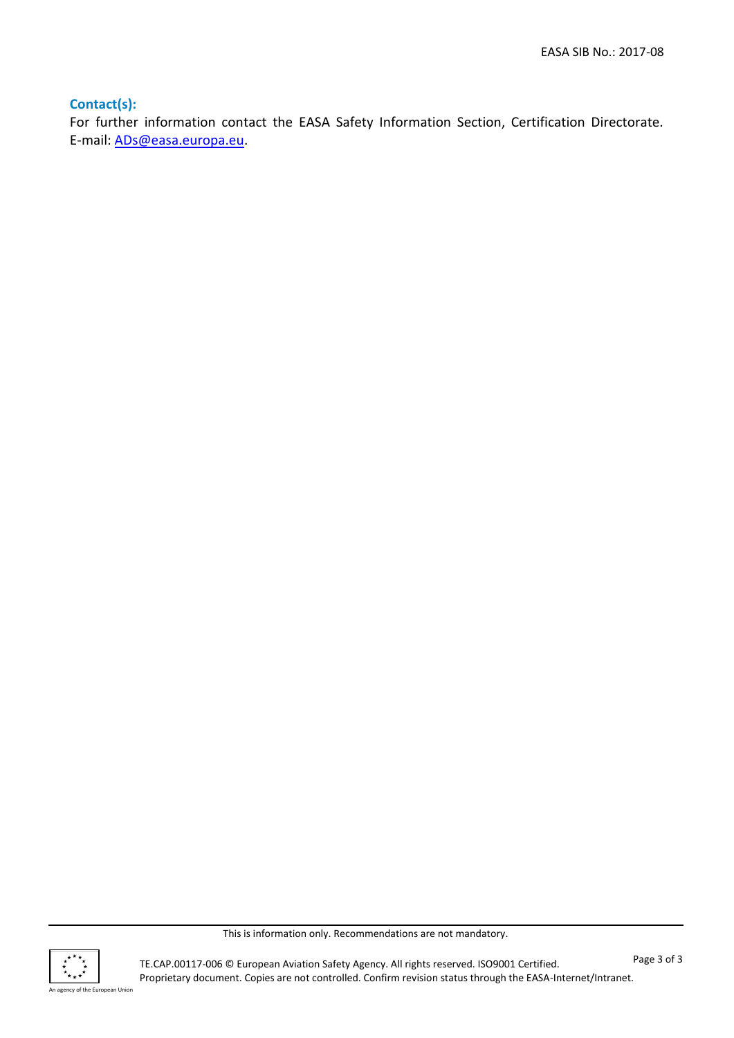### Contact(s):

For further information contact the EASA Safety Information Section, Certification Directorate. E-mail: ADs@easa.europa.eu.